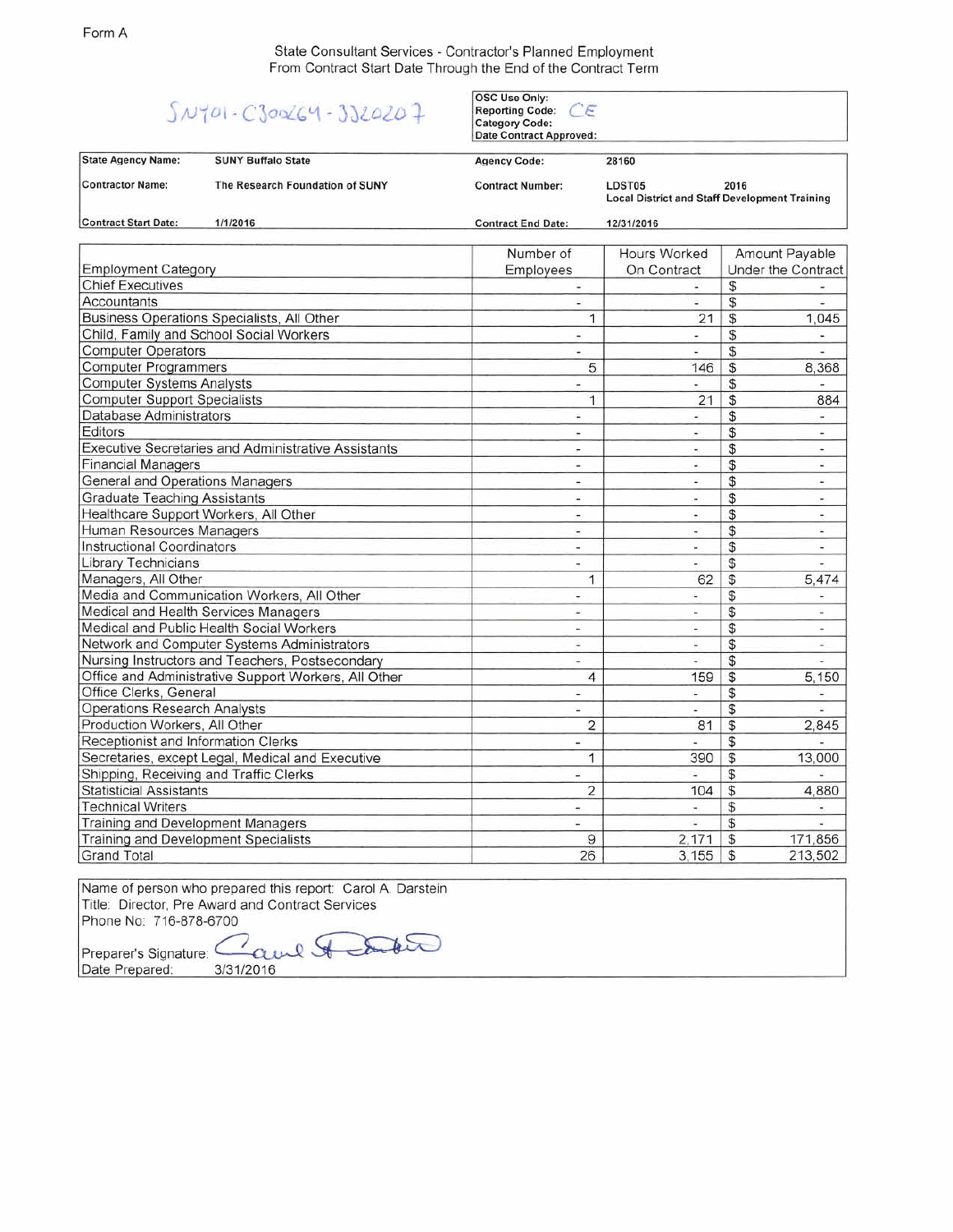Form A

State Consultant Services - Contractor's Planned Employment
From Contract Start Date Through the End of the Contract Term

SNY01-C300264-3320207

| OSC Use Only: | |
|---|---|
| Reporting Code: | CE |
| Category Code: | |
| Date Contract Approved: | |

| | | | |
|---|---|---|---|
| **State Agency Name:** | **SUNY Buffalo State** | **Agency Code:** | **28160** |
| **Contractor Name:** | **The Research Foundation of SUNY** | **Contract Number:** | **LDST05 2016 Local District and Staff Development Training** |
| **Contract Start Date:** | **1/1/2016** | **Contract End Date:** | **12/31/2016** |

| Employment Category | Number of Employees | Hours Worked On Contract | Amount Payable Under the Contract |
|---|---|---|---|
| Chief Executives | - | - | $ - |
| Accountants | - | - | $ - |
| Business Operations Specialists, All Other | 1 | 21 | $ 1,045 |
| Child, Family and School Social Workers | - | - | $ - |
| Computer Operators | - | - | $ - |
| Computer Programmers | 5 | 146 | $ 8,368 |
| Computer Systems Analysts | - | - | $ - |
| Computer Support Specialists | 1 | 21 | $ 884 |
| Database Administrators | - | - | $ - |
| Editors | - | - | $ - |
| Executive Secretaries and Administrative Assistants | - | - | $ - |
| Financial Managers | - | - | $ - |
| General and Operations Managers | - | - | $ - |
| Graduate Teaching Assistants | - | - | $ - |
| Healthcare Support Workers, All Other | - | - | $ - |
| Human Resources Managers | - | - | $ - |
| Instructional Coordinators | - | - | $ - |
| Library Technicians | - | - | $ - |
| Managers, All Other | 1 | 62 | $ 5,474 |
| Media and Communication Workers, All Other | - | - | $ - |
| Medical and Health Services Managers | - | - | $ - |
| Medical and Public Health Social Workers | - | - | $ - |
| Network and Computer Systems Administrators | - | - | $ - |
| Nursing Instructors and Teachers, Postsecondary | - | - | $ - |
| Office and Administrative Support Workers, All Other | 4 | 159 | $ 5,150 |
| Office Clerks, General | - | - | $ - |
| Operations Research Analysts | - | - | $ - |
| Production Workers, All Other | 2 | 81 | $ 2,845 |
| Receptionist and Information Clerks | - | - | $ - |
| Secretaries, except Legal, Medical and Executive | 1 | 390 | $ 13,000 |
| Shipping, Receiving and Traffic Clerks | - | - | $ - |
| Statisticial Assistants | 2 | 104 | $ 4,880 |
| Technical Writers | - | - | $ - |
| Training and Development Managers | - | - | $ - |
| Training and Development Specialists | 9 | 2,171 | $ 171,856 |
| Grand Total | 26 | 3,155 | $ 213,502 |

Name of person who prepared this report: Carol A. Darstein
Title: Director, Pre Award and Contract Services
Phone No: 716-878-6700
Preparer's Signature: Carol A. Darstein
Date Prepared: 3/31/2016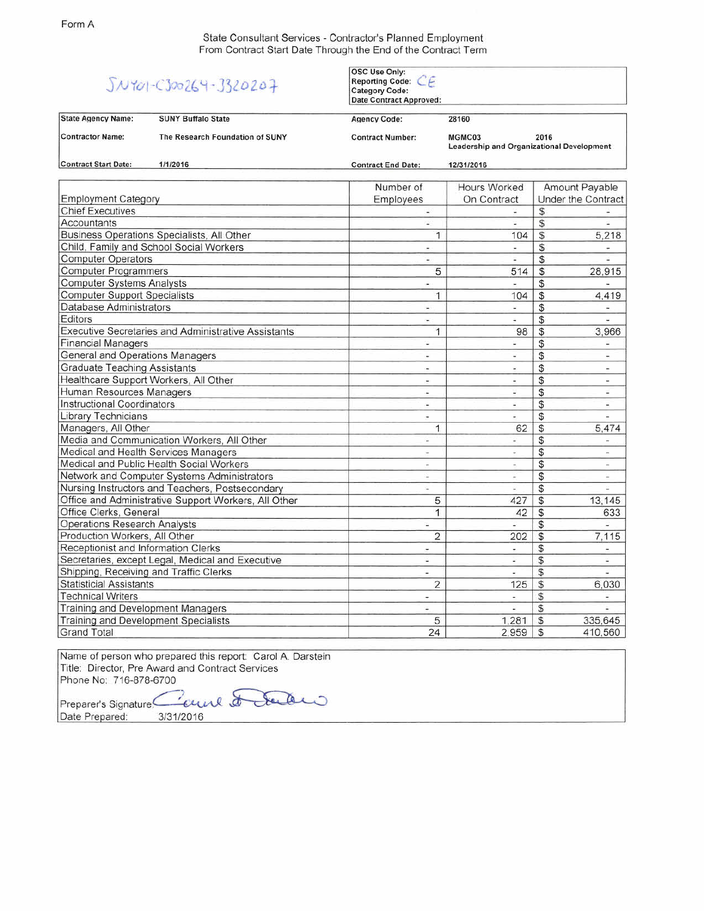Form A

State Consultant Services - Contractor's Planned Employment
From Contract Start Date Through the End of the Contract Term

SNY01-C300264-3320207

| | |
|---|---|
| OSC Use Only: | |
| Reporting Code: | CE |
| Category Code: | |
| Date Contract Approved: | |

| | | | |
|---|---|---|---|
| State Agency Name: | SUNY Buffalo State | Agency Code: | 28160 |
| Contractor Name: | The Research Foundation of SUNY | Contract Number: | MGMC03 2016 Leadership and Organizational Development |
| Contract Start Date: | 1/1/2016 | Contract End Date: | 12/31/2016 |

| Employment Category | Number of Employees | Hours Worked On Contract | Amount Payable Under the Contract |
|---|---|---|---|
| Chief Executives | - | - | $ - |
| Accountants | - | - | $ - |
| Business Operations Specialists, All Other | 1 | 104 | $ 5,218 |
| Child, Family and School Social Workers | - | - | $ - |
| Computer Operators | - | - | $ - |
| Computer Programmers | 5 | 514 | $ 28,915 |
| Computer Systems Analysts | - | - | $ - |
| Computer Support Specialists | 1 | 104 | $ 4,419 |
| Database Administrators | - | - | $ - |
| Editors | - | - | $ - |
| Executive Secretaries and Administrative Assistants | 1 | 98 | $ 3,966 |
| Financial Managers | - | - | $ - |
| General and Operations Managers | - | - | $ - |
| Graduate Teaching Assistants | - | - | $ - |
| Healthcare Support Workers, All Other | - | - | $ - |
| Human Resources Managers | - | - | $ - |
| Instructional Coordinators | - | - | $ - |
| Library Technicians | - | - | $ - |
| Managers, All Other | 1 | 62 | $ 5,474 |
| Media and Communication Workers, All Other | - | - | $ - |
| Medical and Health Services Managers | - | - | $ - |
| Medical and Public Health Social Workers | - | - | $ - |
| Network and Computer Systems Administrators | - | - | $ - |
| Nursing Instructors and Teachers, Postsecondary | - | - | $ - |
| Office and Administrative Support Workers, All Other | 5 | 427 | $ 13,145 |
| Office Clerks, General | 1 | 42 | $ 633 |
| Operations Research Analysts | - | - | $ - |
| Production Workers, All Other | 2 | 202 | $ 7,115 |
| Receptionist and Information Clerks | - | - | $ - |
| Secretaries, except Legal, Medical and Executive | - | - | $ - |
| Shipping, Receiving and Traffic Clerks | - | - | $ - |
| Statisticial Assistants | 2 | 125 | $ 6,030 |
| Technical Writers | - | - | $ - |
| Training and Development Managers | - | - | $ - |
| Training and Development Specialists | 5 | 1,281 | $ 335,645 |
| Grand Total | 24 | 2,959 | $ 410,560 |

Name of person who prepared this report: Carol A. Darstein
Title: Director, Pre Award and Contract Services
Phone No: 716-878-6700

Preparer's Signature: Carol A. Darstein
Date Prepared: 3/31/2016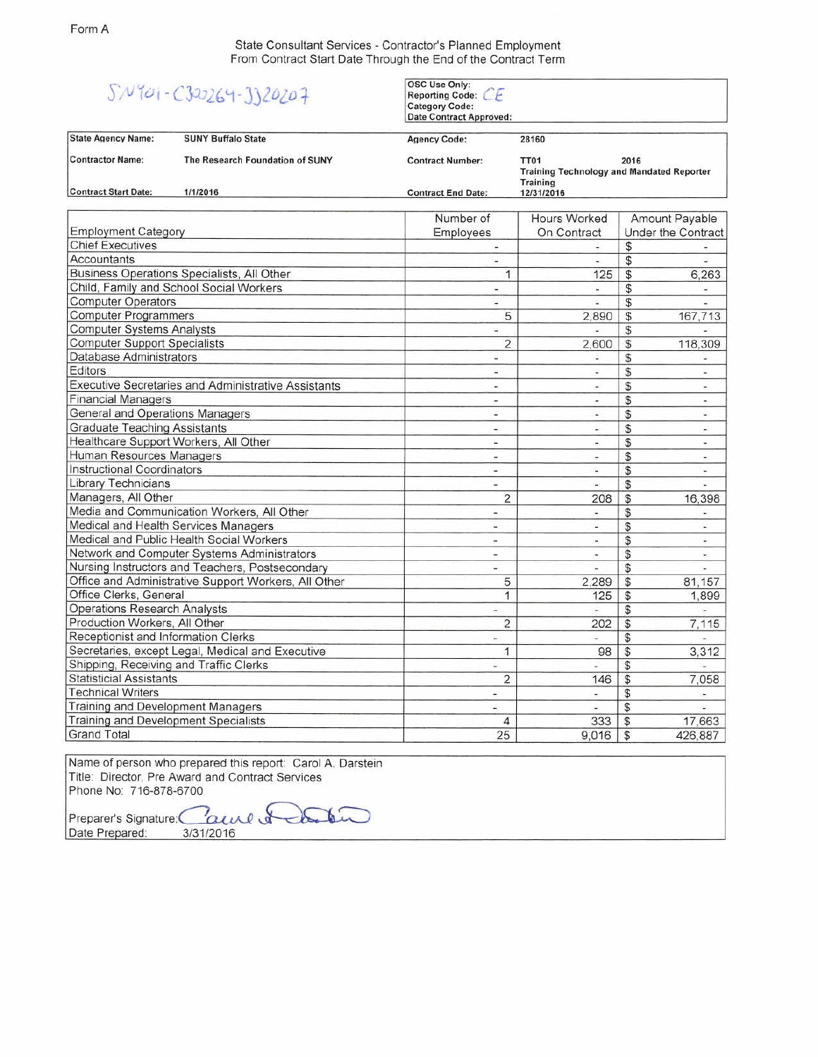Form A

State Consultant Services - Contractor's Planned Employment
From Contract Start Date Through the End of the Contract Term

SN401-C300264-3320207

| OSC Use Only: |
|---|
| Reporting Code: CE |
| Category Code: |
| Date Contract Approved: |

| | | | |
|---|---|---|---|
| **State Agency Name:** | **SUNY Buffalo State** | **Agency Code:** | **28160** |
| **Contractor Name:** | **The Research Foundation of SUNY** | **Contract Number:** | **TT01 2016 Training Technology and Mandated Reporter Training** |
| **Contract Start Date:** | **1/1/2016** | **Contract End Date:** | **12/31/2016** |

| Employment Category | Number of Employees | Hours Worked On Contract | Amount Payable Under the Contract |
|---|---|---|---|
| Chief Executives | - | - | $ - |
| Accountants | - | - | $ - |
| Business Operations Specialists, All Other | 1 | 125 | $ 6,263 |
| Child, Family and School Social Workers | - | - | $ - |
| Computer Operators | - | - | $ - |
| Computer Programmers | 5 | 2,890 | $ 167,713 |
| Computer Systems Analysts | - | - | $ - |
| Computer Support Specialists | 2 | 2,600 | $ 118,309 |
| Database Administrators | - | - | $ - |
| Editors | - | - | $ - |
| Executive Secretaries and Administrative Assistants | - | - | $ - |
| Financial Managers | - | - | $ - |
| General and Operations Managers | - | - | $ - |
| Graduate Teaching Assistants | - | - | $ - |
| Healthcare Support Workers, All Other | - | - | $ - |
| Human Resources Managers | - | - | $ - |
| Instructional Coordinators | - | - | $ - |
| Library Technicians | - | - | $ - |
| Managers, All Other | 2 | 208 | $ 16,398 |
| Media and Communication Workers, All Other | - | - | $ - |
| Medical and Health Services Managers | - | - | $ - |
| Medical and Public Health Social Workers | - | - | $ - |
| Network and Computer Systems Administrators | - | - | $ - |
| Nursing Instructors and Teachers, Postsecondary | - | - | $ - |
| Office and Administrative Support Workers, All Other | 5 | 2,289 | $ 81,157 |
| Office Clerks, General | 1 | 125 | $ 1,899 |
| Operations Research Analysts | - | - | $ - |
| Production Workers, All Other | 2 | 202 | $ 7,115 |
| Receptionist and Information Clerks | - | - | $ - |
| Secretaries, except Legal, Medical and Executive | 1 | 98 | $ 3,312 |
| Shipping, Receiving and Traffic Clerks | - | - | $ - |
| Statisticial Assistants | 2 | 146 | $ 7,058 |
| Technical Writers | - | - | $ - |
| Training and Development Managers | - | - | $ - |
| Training and Development Specialists | 4 | 333 | $ 17,663 |
| Grand Total | 25 | 9,016 | $ 426,887 |

Name of person who prepared this report: Carol A. Darstein
Title: Director, Pre Award and Contract Services
Phone No: 716-878-6700

Preparer's Signature: Carol A. Darstein
Date Prepared: 3/31/2016